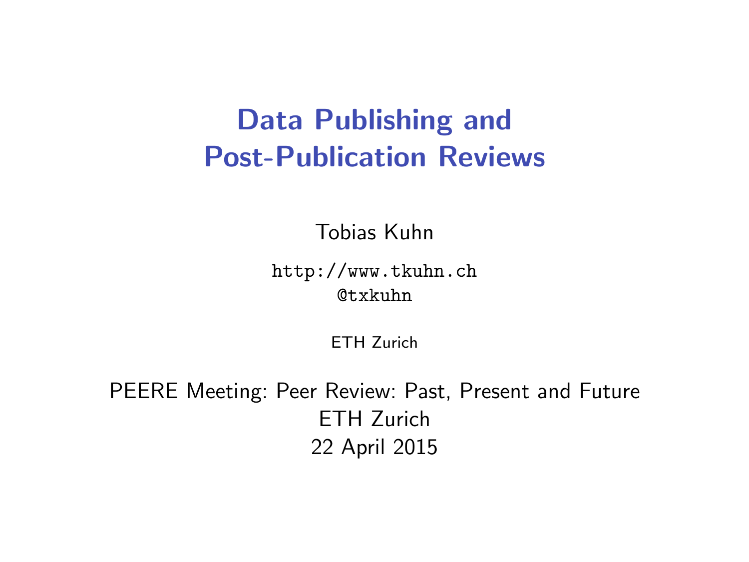# Data Publishing and Post-Publication Reviews

Tobias Kuhn

http://www.tkuhn.ch
@txkuhn

ETH Zurich

PEERE Meeting: Peer Review: Past, Present and Future
ETH Zurich
22 April 2015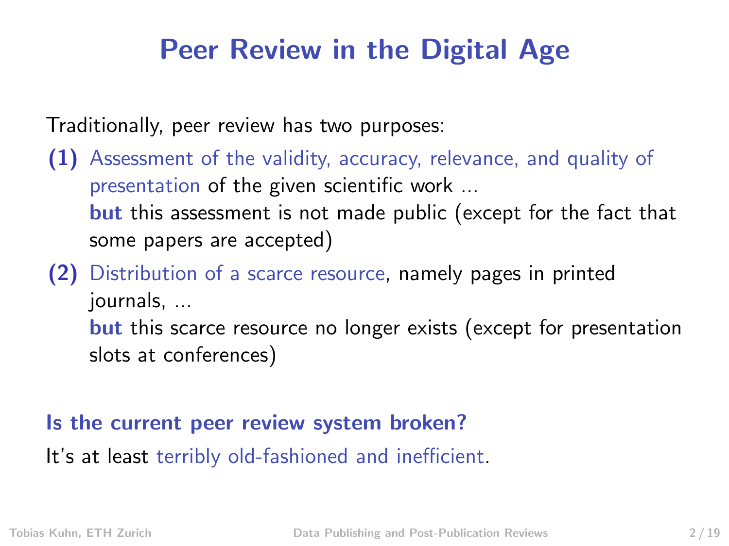# Peer Review in the Digital Age

Traditionally, peer review has two purposes:

**(1)** Assessment of the validity, accuracy, relevance, and quality of presentation of the given scientific work ...
**but** this assessment is not made public (except for the fact that some papers are accepted)

**(2)** Distribution of a scarce resource, namely pages in printed journals, ...
**but** this scarce resource no longer exists (except for presentation slots at conferences)

**Is the current peer review system broken?**

It's at least terribly old-fashioned and inefficient.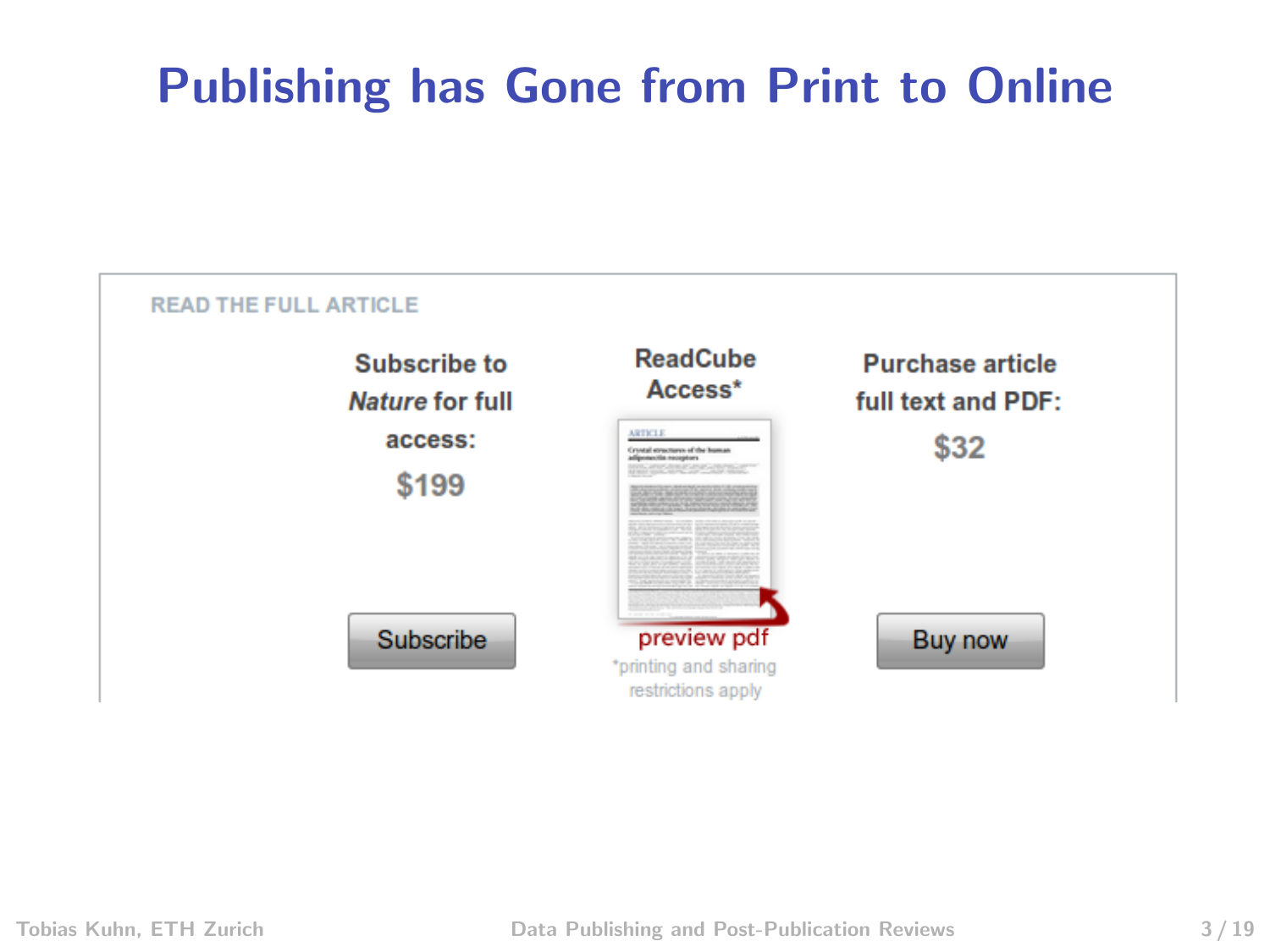# Publishing has Gone from Print to Online

READ THE FULL ARTICLE

Subscribe to *Nature* for full access:

$199

Subscribe

ReadCube Access*

preview pdf

*printing and sharing restrictions apply

Purchase article full text and PDF:

$32

Buy now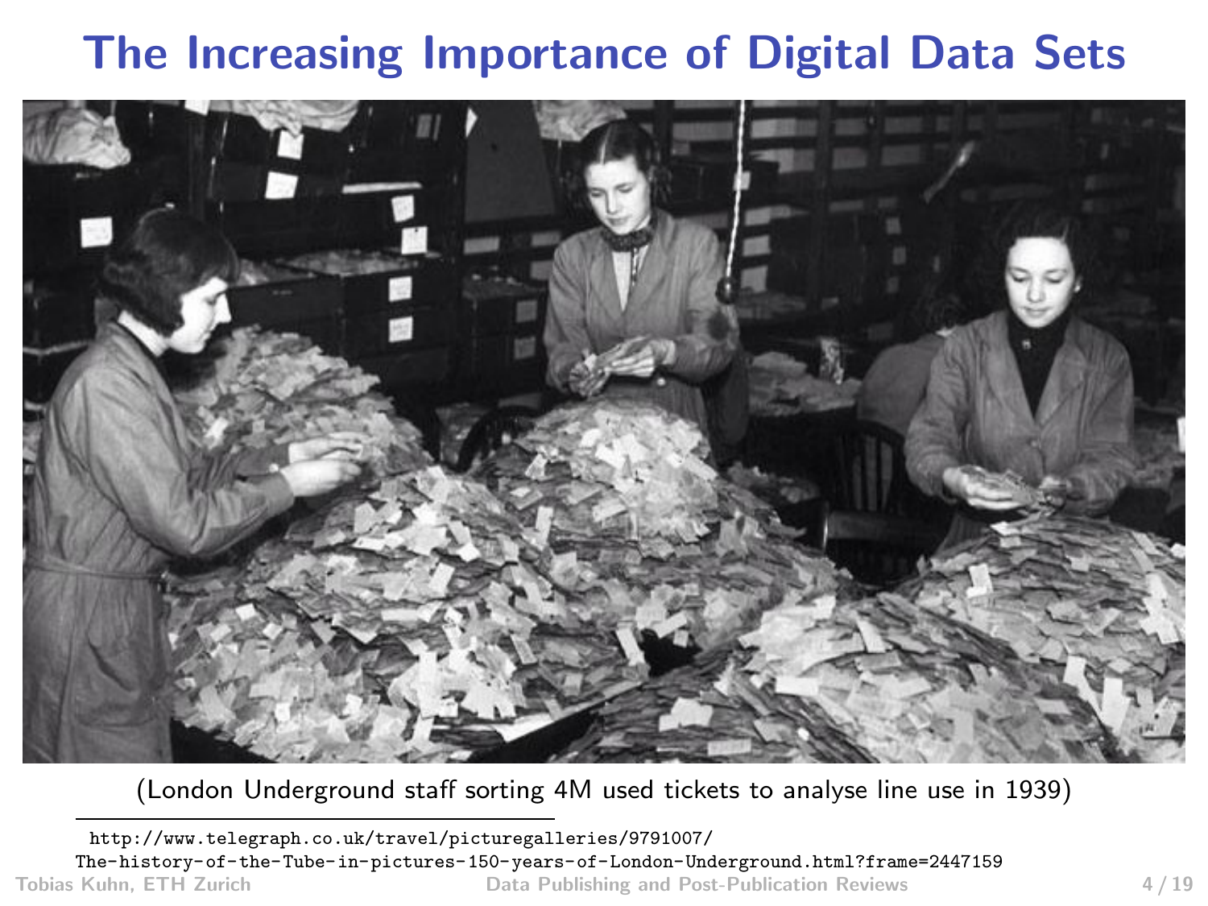# The Increasing Importance of Digital Data Sets

(London Underground staff sorting 4M used tickets to analyse line use in 1939)

http://www.telegraph.co.uk/travel/picturegalleries/9791007/The-history-of-the-Tube-in-pictures-150-years-of-London-Underground.html?frame=2447159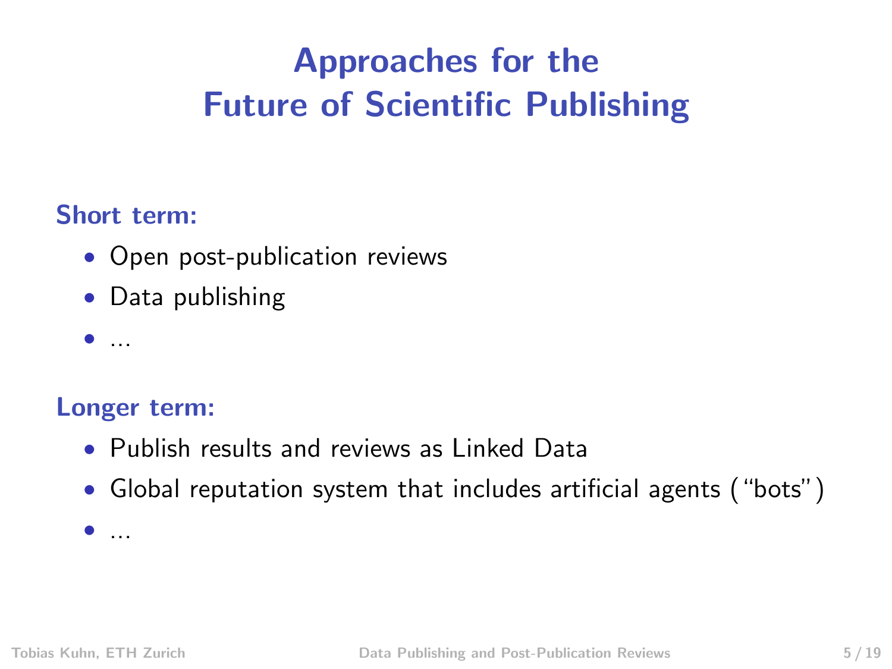# Approaches for the Future of Scientific Publishing

**Short term:**

- Open post-publication reviews
- Data publishing
- ...

**Longer term:**

- Publish results and reviews as Linked Data
- Global reputation system that includes artificial agents ("bots")
- ...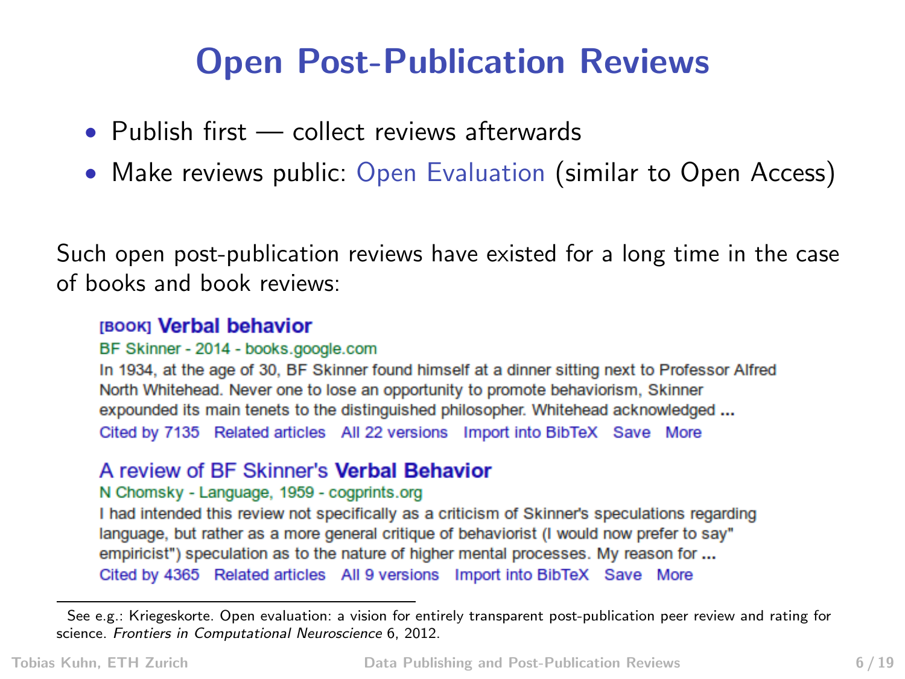# Open Post-Publication Reviews

- Publish first — collect reviews afterwards
- Make reviews public: Open Evaluation (similar to Open Access)

Such open post-publication reviews have existed for a long time in the case of books and book reviews:

[BOOK] **Verbal behavior**
BF Skinner - 2014 - books.google.com
In 1934, at the age of 30, BF Skinner found himself at a dinner sitting next to Professor Alfred North Whitehead. Never one to lose an opportunity to promote behaviorism, Skinner expounded its main tenets to the distinguished philosopher. Whitehead acknowledged ...
Cited by 7135 Related articles All 22 versions Import into BibTeX Save More

A review of BF Skinner's **Verbal Behavior**
N Chomsky - Language, 1959 - cogprints.org
I had intended this review not specifically as a criticism of Skinner's speculations regarding language, but rather as a more general critique of behaviorist (I would now prefer to say" empiricist") speculation as to the nature of higher mental processes. My reason for ...
Cited by 4365 Related articles All 9 versions Import into BibTeX Save More

---

See e.g.: Kriegeskorte. Open evaluation: a vision for entirely transparent post-publication peer review and rating for science. *Frontiers in Computational Neuroscience* 6, 2012.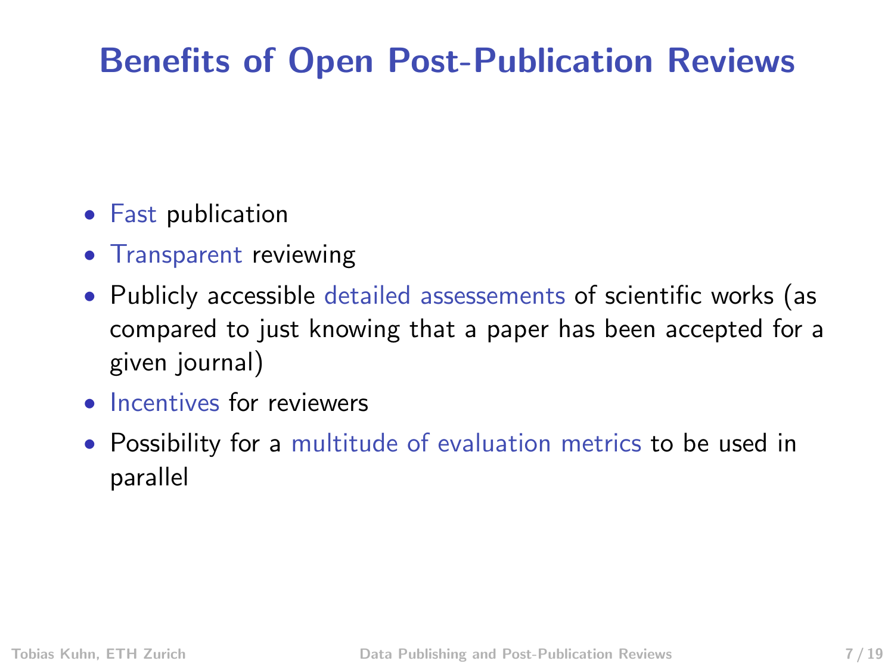# Benefits of Open Post-Publication Reviews

- Fast publication
- Transparent reviewing
- Publicly accessible detailed assessements of scientific works (as compared to just knowing that a paper has been accepted for a given journal)
- Incentives for reviewers
- Possibility for a multitude of evaluation metrics to be used in parallel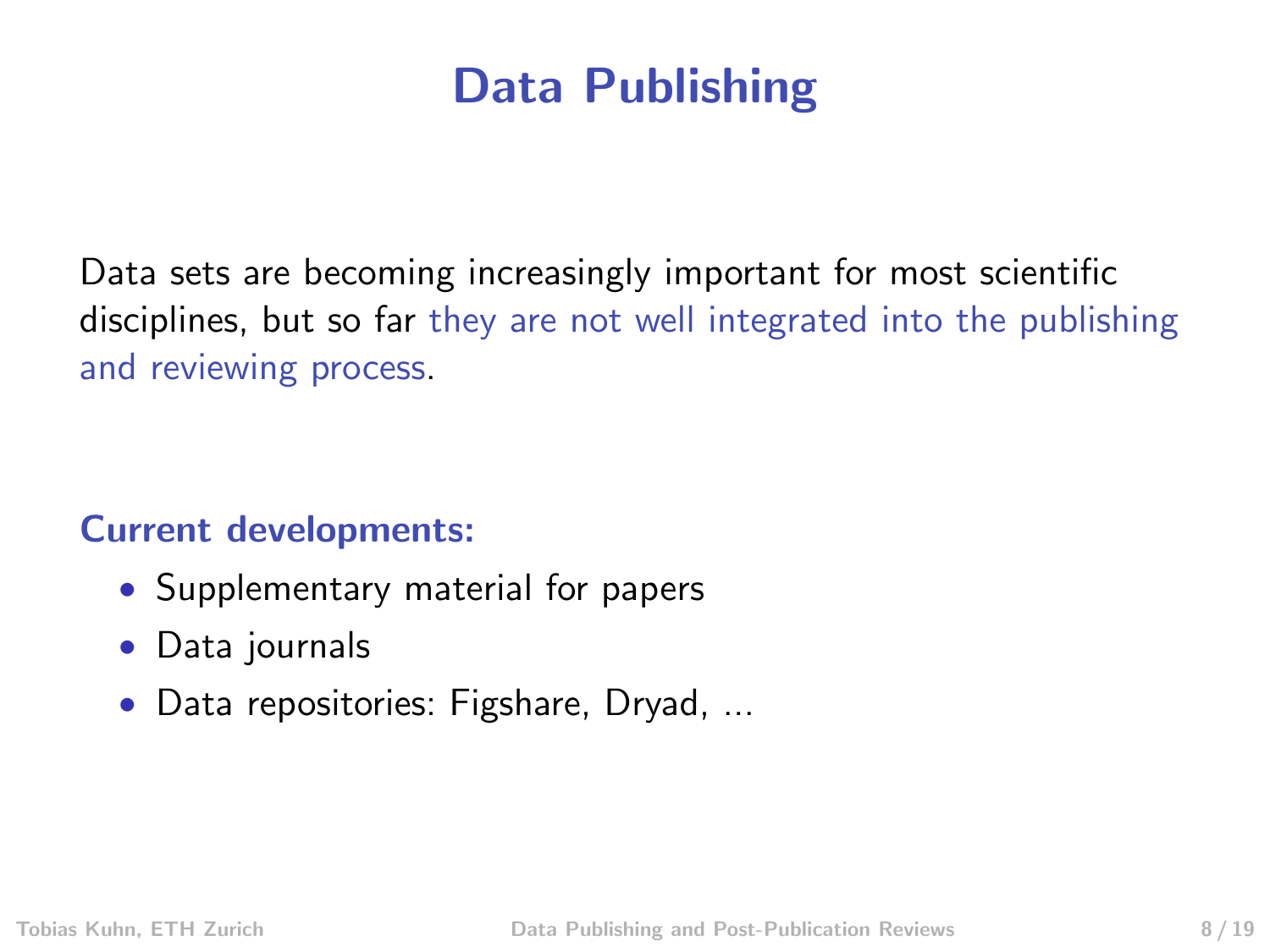# Data Publishing

Data sets are becoming increasingly important for most scientific disciplines, but so far they are not well integrated into the publishing and reviewing process.

**Current developments:**

- Supplementary material for papers
- Data journals
- Data repositories: Figshare, Dryad, ...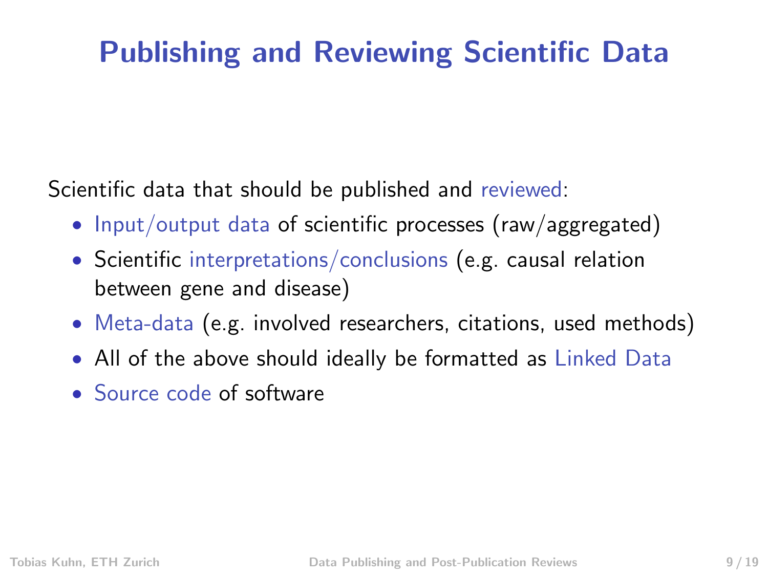# Publishing and Reviewing Scientific Data

Scientific data that should be published and reviewed:

- Input/output data of scientific processes (raw/aggregated)
- Scientific interpretations/conclusions (e.g. causal relation between gene and disease)
- Meta-data (e.g. involved researchers, citations, used methods)
- All of the above should ideally be formatted as Linked Data
- Source code of software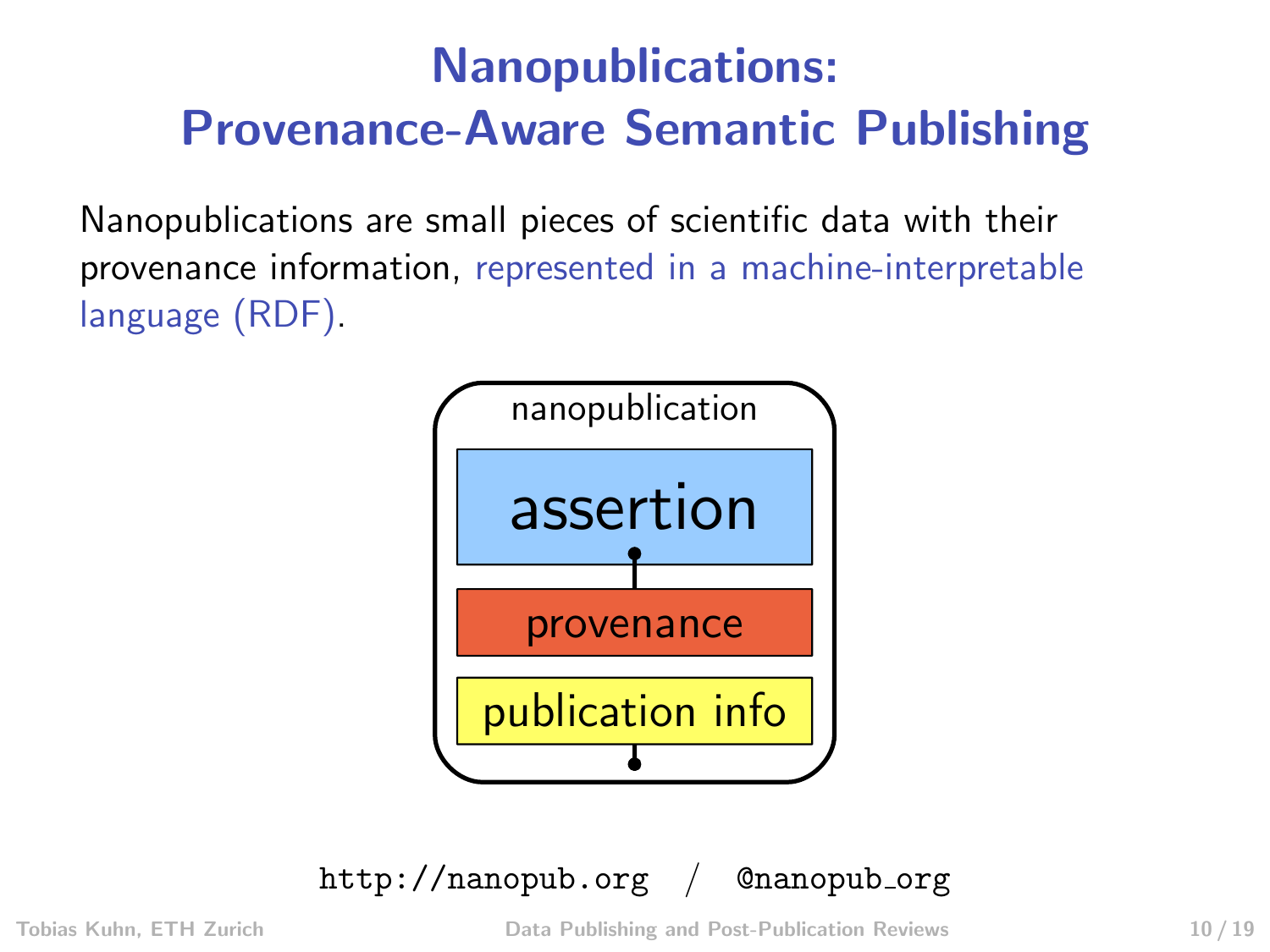# Nanopublications: Provenance-Aware Semantic Publishing

Nanopublications are small pieces of scientific data with their provenance information, represented in a machine-interpretable language (RDF).

nanopublication

assertion

provenance

publication info

http://nanopub.org / @nanopub_org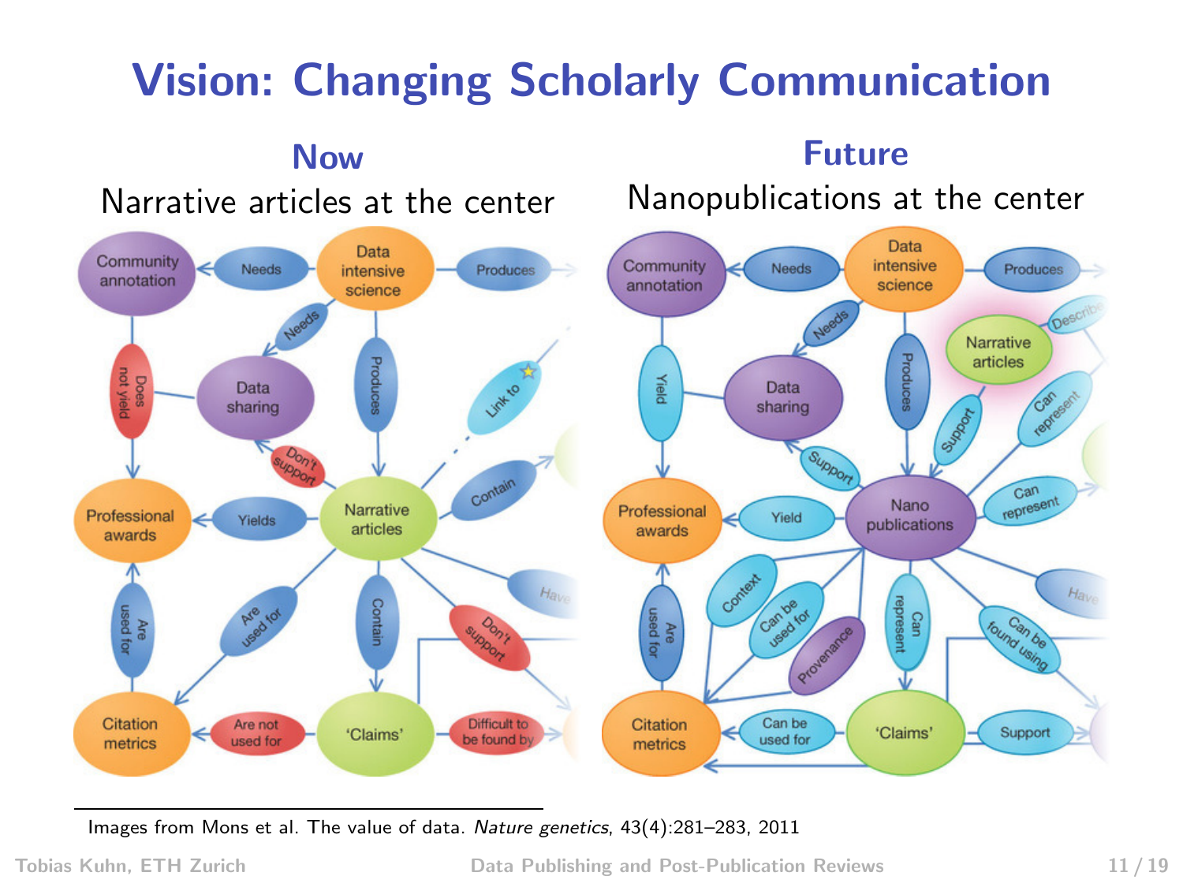# Vision: Changing Scholarly Communication

## Now

Narrative articles at the center

## Future

Nanopublications at the center

Images from Mons et al. The value of data. *Nature genetics*, 43(4):281–283, 2011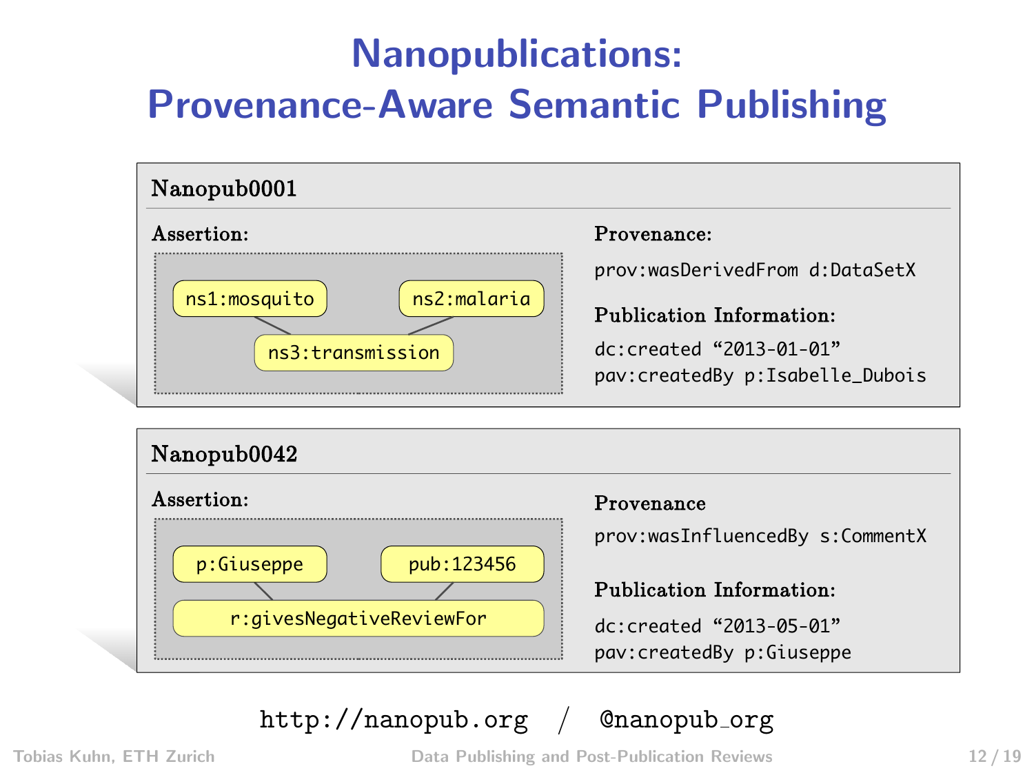# Nanopublications: Provenance-Aware Semantic Publishing

## Nanopub0001

**Assertion:**

ns1:mosquito — ns3:transmission — ns2:malaria

**Provenance:**

prov:wasDerivedFrom d:DataSetX

**Publication Information:**

dc:created "2013-01-01"
pav:createdBy p:Isabelle_Dubois

## Nanopub0042

**Assertion:**

p:Giuseppe — r:givesNegativeReviewFor — pub:123456

**Provenance**

prov:wasInfluencedBy s:CommentX

**Publication Information:**

dc:created "2013-05-01"
pav:createdBy p:Giuseppe

http://nanopub.org / @nanopub_org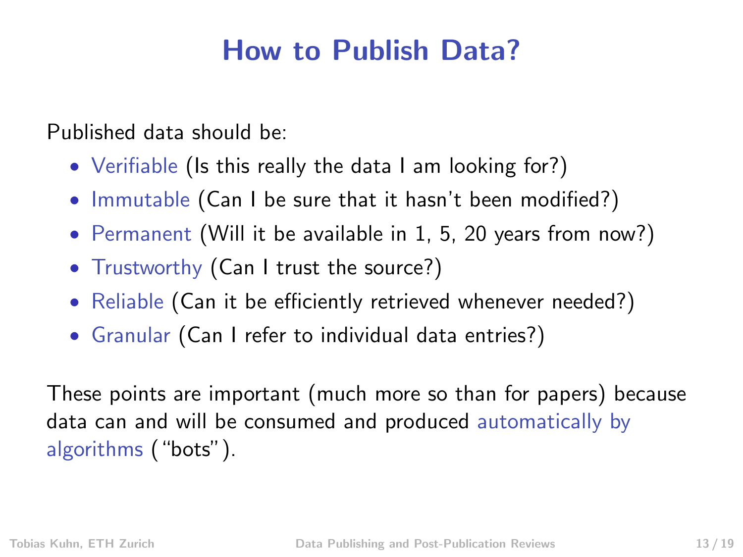# How to Publish Data?

Published data should be:

- Verifiable (Is this really the data I am looking for?)
- Immutable (Can I be sure that it hasn't been modified?)
- Permanent (Will it be available in 1, 5, 20 years from now?)
- Trustworthy (Can I trust the source?)
- Reliable (Can it be efficiently retrieved whenever needed?)
- Granular (Can I refer to individual data entries?)

These points are important (much more so than for papers) because data can and will be consumed and produced automatically by algorithms ("bots").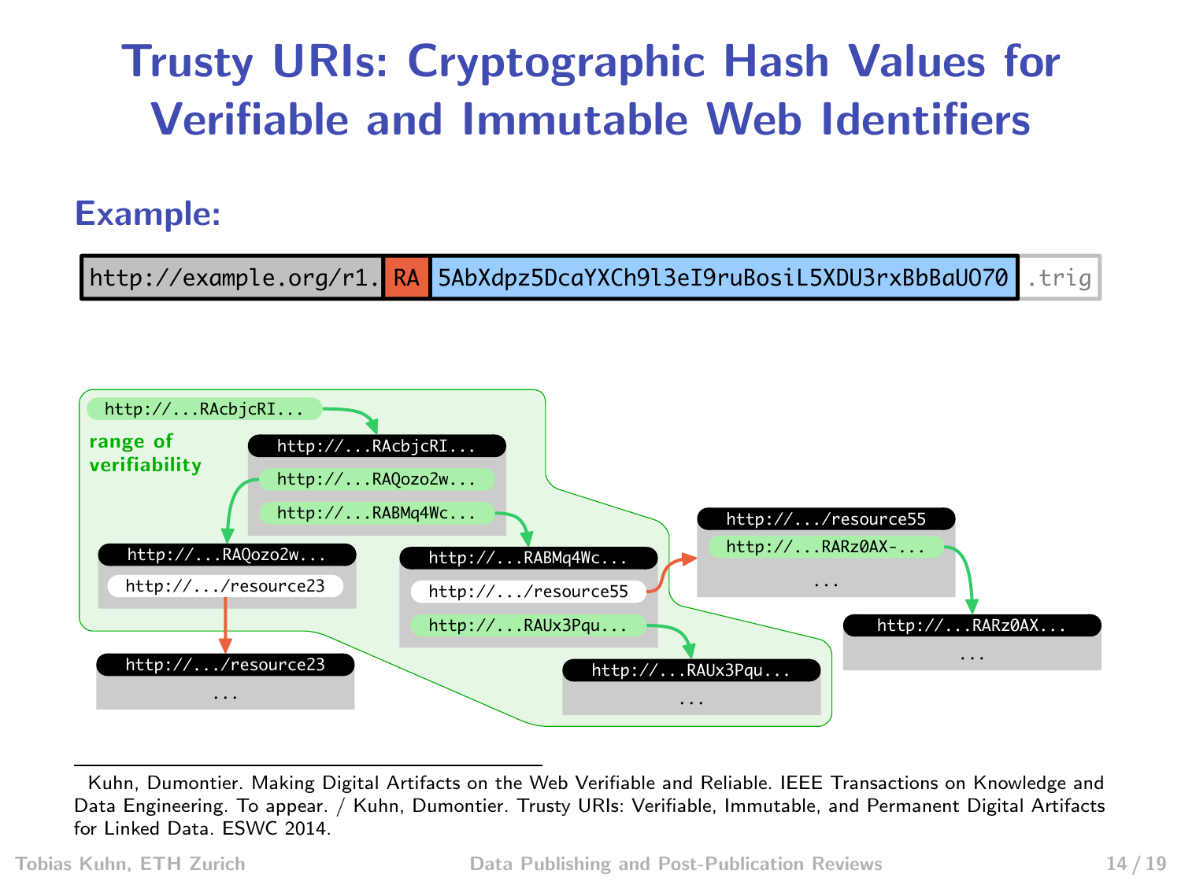# Trusty URIs: Cryptographic Hash Values for Verifiable and Immutable Web Identifiers

## Example:

`http://example.org/r1.` `RA` `5AbXdpz5DcaYXCh9l3eI9ruBosiL5XDU3rxBbBaU070` `.trig`

range of verifiability

```
http://...RAcbjcRI...
  -> http://...RAcbjcRI...
       http://...RAQozo2w...
       http://...RABMq4Wc...

http://...RAQozo2w...
  http://.../resource23

http://...RABMq4Wc...
  http://.../resource55
  http://...RAUx3Pqu...

http://.../resource23
  ...

http://.../resource55
  http://...RARz0AX-...
  ...

http://...RAUx3Pqu...
  ...

http://...RARz0AX...
  ...
```

---

Kuhn, Dumontier. Making Digital Artifacts on the Web Verifiable and Reliable. IEEE Transactions on Knowledge and Data Engineering. To appear. / Kuhn, Dumontier. Trusty URIs: Verifiable, Immutable, and Permanent Digital Artifacts for Linked Data. ESWC 2014.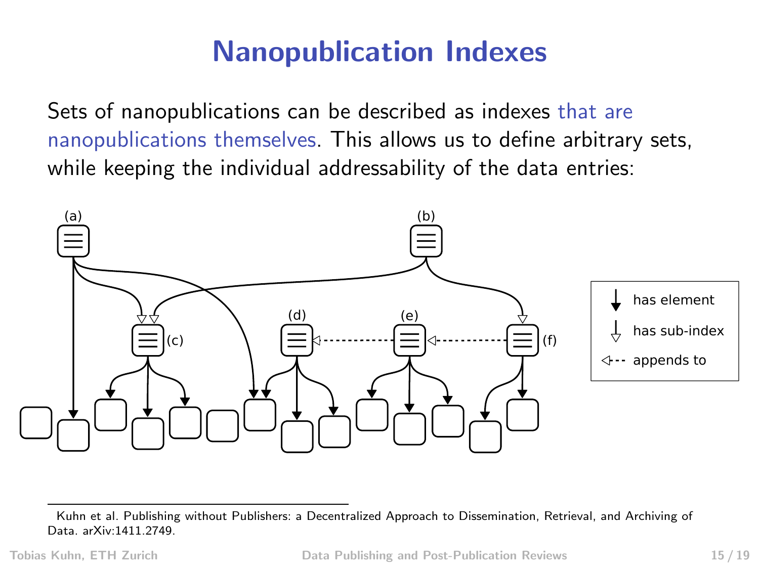# Nanopublication Indexes

Sets of nanopublications can be described as indexes that are nanopublications themselves. This allows us to define arbitrary sets, while keeping the individual addressability of the data entries:

(a) (b) (c) (d) (e) (f)

has element

has sub-index

appends to

Kuhn et al. Publishing without Publishers: a Decentralized Approach to Dissemination, Retrieval, and Archiving of Data. arXiv:1411.2749.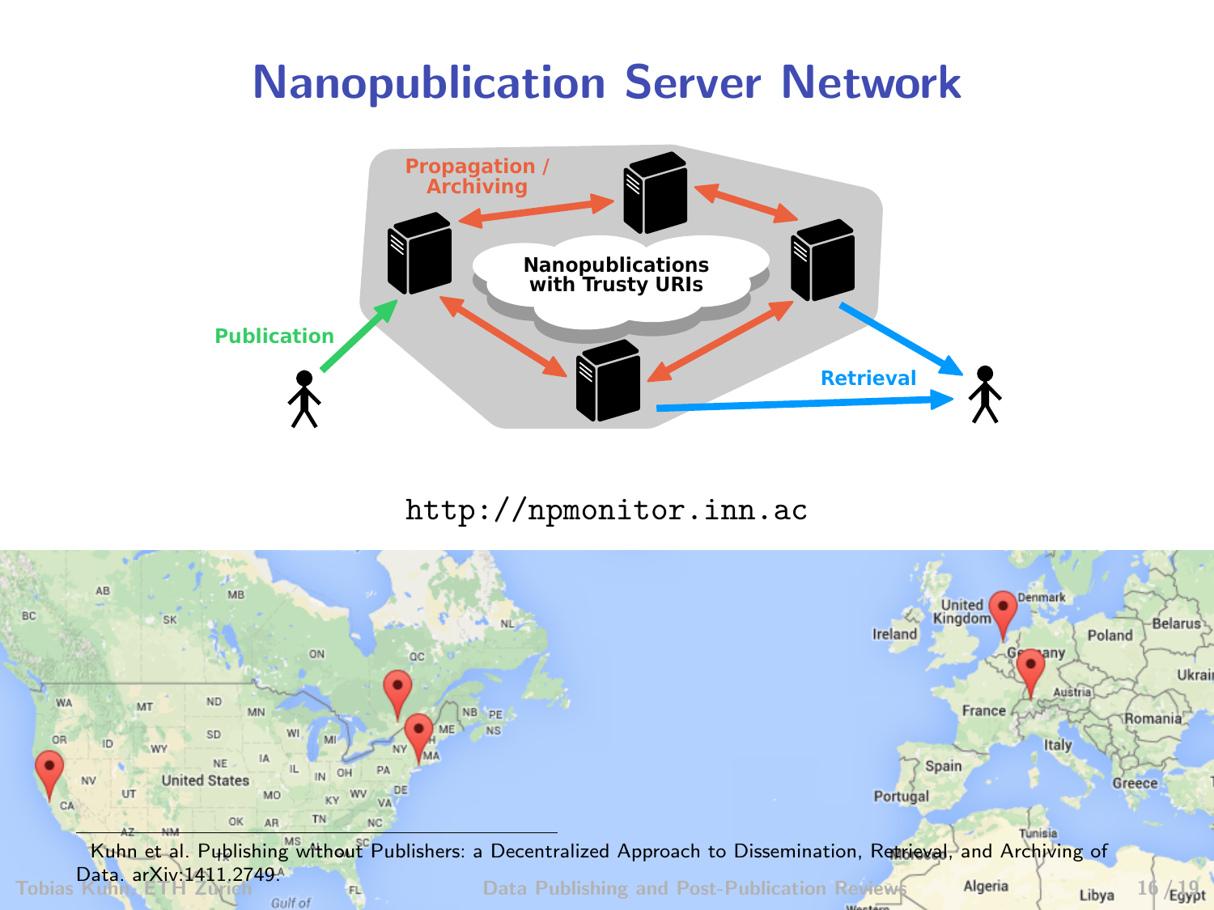# Nanopublication Server Network

Propagation / Archiving

Nanopublications with Trusty URIs

Publication

Retrieval

http://npmonitor.inn.ac

Kuhn et al. Publishing without Publishers: a Decentralized Approach to Dissemination, Retrieval, and Archiving of Data. arXiv:1411.2749.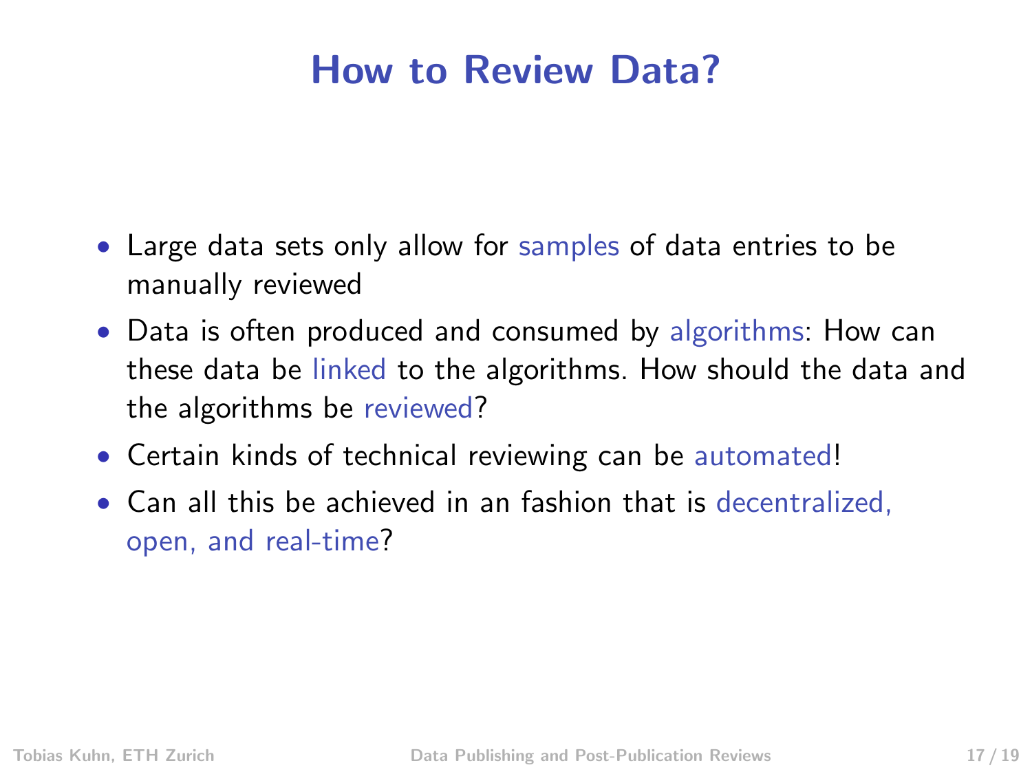# How to Review Data?

- Large data sets only allow for samples of data entries to be manually reviewed
- Data is often produced and consumed by algorithms: How can these data be linked to the algorithms. How should the data and the algorithms be reviewed?
- Certain kinds of technical reviewing can be automated!
- Can all this be achieved in an fashion that is decentralized, open, and real-time?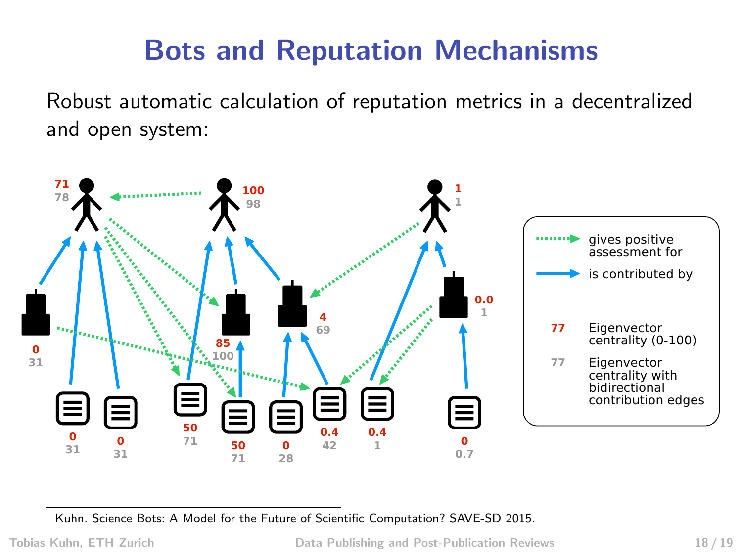# Bots and Reputation Mechanisms

Robust automatic calculation of reputation metrics in a decentralized and open system:

- gives positive assessment for
- is contributed by

**77** Eigenvector centrality (0-100)

77 Eigenvector centrality with bidirectional contribution edges

Kuhn. Science Bots: A Model for the Future of Scientific Computation? SAVE-SD 2015.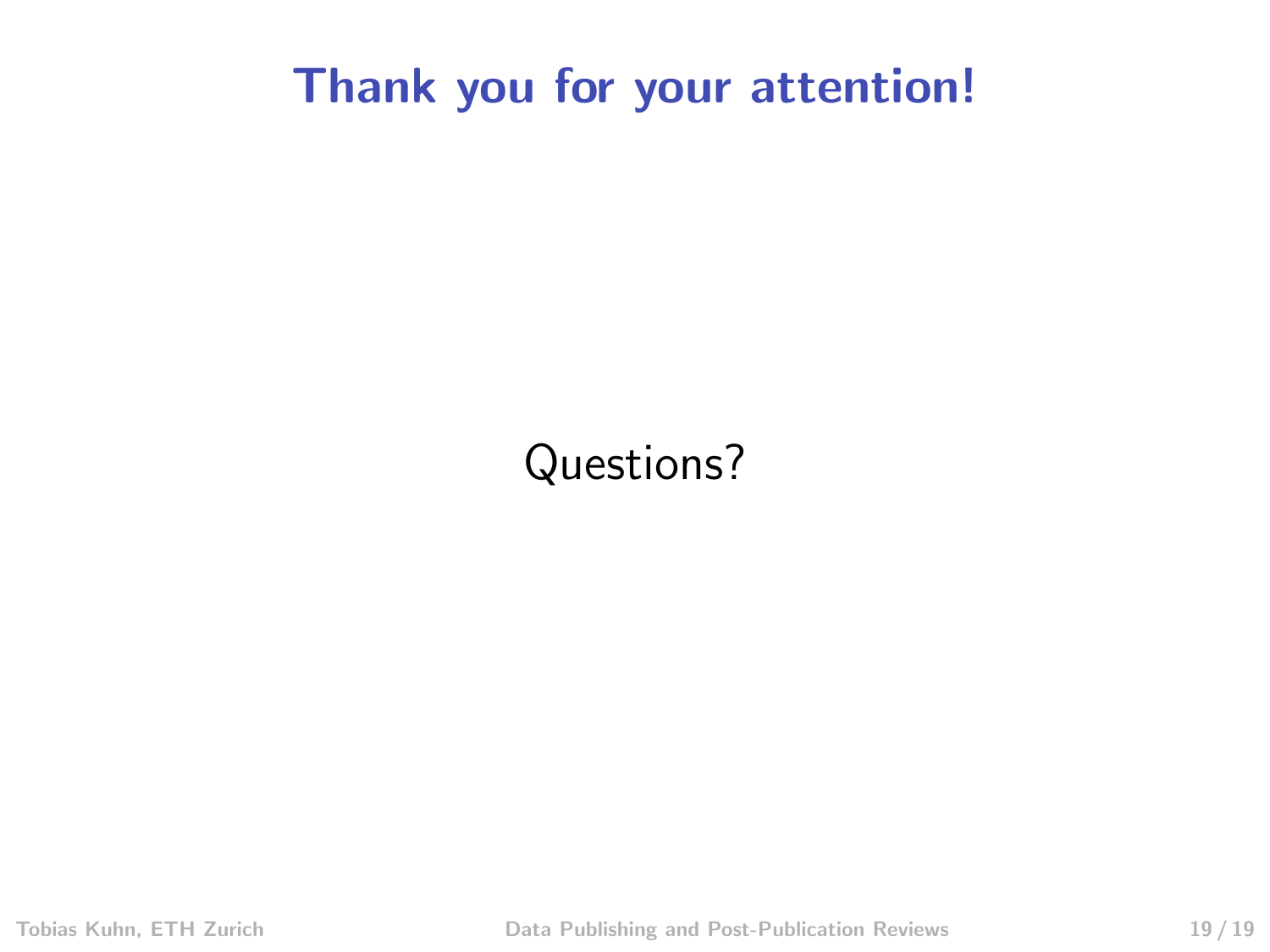# Thank you for your attention!

Questions?